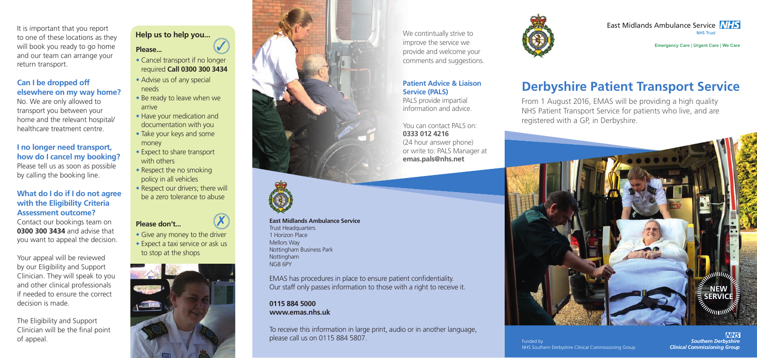It is important that you report to one of these locations as they will book you ready to go home and our team can arrange your return transport.

### Can I be dropped off elsewhere on my way home?

No. We are only allowed to transport you between your home and the relevant hospital/ healthcare treatment centre.

### I no longer need transport, how do I cancel my booking?

Please tell us as soon as possible by calling the booking line.

### What do I do if I do not agree with the Eligibility Criteria Assessment outcome?

Contact our bookings team on **0300 300 3434** and advise that you want to appeal the decision.

Your appeal will be reviewed by our Eligibility and Support Clinician. They will speak to you and other clinical professionals if needed to ensure the correct decision is made.

The Eligibility and Support Clinician will be the final point of appeal.

### Help us to help you...

**Please...**

- Cancel transport if no longer required **Call 0300 300 3434**
- Advise us of any special needs
- Be ready to leave when we arrive
- Have your medication and documentation with you
- Take your keys and some money
- Expect to share transport with others
- Respect the no smoking policy in all vehicles
- Respect our drivers; there will be a zero tolerance to abuse

**Please don't...**

- Give any money to the driver
- Expect a taxi service or ask us to stop at the shops

We continually strive to improve the service we provide and welcome your comments and suggestions.

**Patient Advice & Liaison Service (PALS)**

PALS provide impartial information and advice.

You can contact PALS on:
**0333 012 4216**
(24 hour answer phone)
or write to: PALS Manager at
**emas.pals@nhs.net**

**East Midlands Ambulance Service**
Trust Headquarters
1 Horizon Place
Mellors Way
Nottingham Business Park
Nottingham
NG8 6PY

EMAS has procedures in place to ensure patient confidentiality. Our staff only passes information to those with a right to receive it.

**0115 884 5000**
**www.emas.nhs.uk**

To receive this information in large print, audio or in another language, please call us on 0115 884 5807.

East Midlands Ambulance Service NHS Trust

**Emergency Care | Urgent Care | We Care**

# Derbyshire Patient Transport Service

From 1 August 2016, EMAS will be providing a high quality NHS Patient Transport Service for patients who live, and are registered with a GP, in Derbyshire.

NEW SERVICE

Funded by
NHS Southern Derbyshire Clinical Commissioning Group

NHS *Southern Derbyshire Clinical Commissioning Group*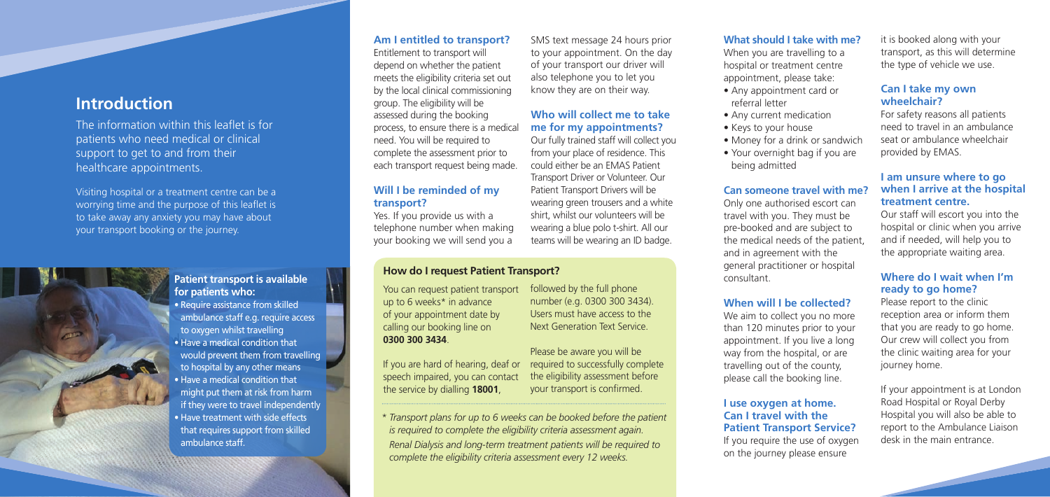# Introduction

The information within this leaflet is for patients who need medical or clinical support to get to and from their healthcare appointments.

Visiting hospital or a treatment centre can be a worrying time and the purpose of this leaflet is to take away any anxiety you may have about your transport booking or the journey.

**Patient transport is available for patients who:**

- Require assistance from skilled ambulance staff e.g. require access to oxygen whilst travelling
- Have a medical condition that would prevent them from travelling to hospital by any other means
- Have a medical condition that might put them at risk from harm if they were to travel independently
- Have treatment with side effects that requires support from skilled ambulance staff.

### Am I entitled to transport?

Entitlement to transport will depend on whether the patient meets the eligibility criteria set out by the local clinical commissioning group. The eligibility will be assessed during the booking process, to ensure there is a medical need. You will be required to complete the assessment prior to each transport request being made.

### Will I be reminded of my transport?

Yes. If you provide us with a telephone number when making your booking we will send you a SMS text message 24 hours prior to your appointment. On the day of your transport our driver will also telephone you to let you know they are on their way.

### Who will collect me to take me for my appointments?

Our fully trained staff will collect you from your place of residence. This could either be an EMAS Patient Transport Driver or Volunteer. Our Patient Transport Drivers will be wearing green trousers and a white shirt, whilst our volunteers will be wearing a blue polo t-shirt. All our teams will be wearing an ID badge.

### How do I request Patient Transport?

You can request patient transport up to 6 weeks* in advance of your appointment date by calling our booking line on **0300 300 3434**.

If you are hard of hearing, deaf or speech impaired, you can contact the service by dialling **18001**, followed by the full phone number (e.g. 0300 300 3434). Users must have access to the Next Generation Text Service.

Please be aware you will be required to successfully complete the eligibility assessment before your transport is confirmed.

*\* Transport plans for up to 6 weeks can be booked before the patient is required to complete the eligibility criteria assessment again.*

*Renal Dialysis and long-term treatment patients will be required to complete the eligibility criteria assessment every 12 weeks.*

### What should I take with me?

When you are travelling to a hospital or treatment centre appointment, please take:

- Any appointment card or referral letter
- Any current medication
- Keys to your house
- Money for a drink or sandwich
- Your overnight bag if you are being admitted

### Can someone travel with me?

Only one authorised escort can travel with you. They must be pre-booked and are subject to the medical needs of the patient, and in agreement with the general practitioner or hospital consultant.

### When will I be collected?

We aim to collect you no more than 120 minutes prior to your appointment. If you live a long way from the hospital, or are travelling out of the county, please call the booking line.

### I use oxygen at home. Can I travel with the Patient Transport Service?

If you require the use of oxygen on the journey please ensure it is booked along with your transport, as this will determine the type of vehicle we use.

### Can I take my own wheelchair?

For safety reasons all patients need to travel in an ambulance seat or ambulance wheelchair provided by EMAS.

### I am unsure where to go when I arrive at the hospital treatment centre.

Our staff will escort you into the hospital or clinic when you arrive and if needed, will help you to the appropriate waiting area.

### Where do I wait when I'm ready to go home?

Please report to the clinic reception area or inform them that you are ready to go home. Our crew will collect you from the clinic waiting area for your journey home.

If your appointment is at London Road Hospital or Royal Derby Hospital you will also be able to report to the Ambulance Liaison desk in the main entrance.